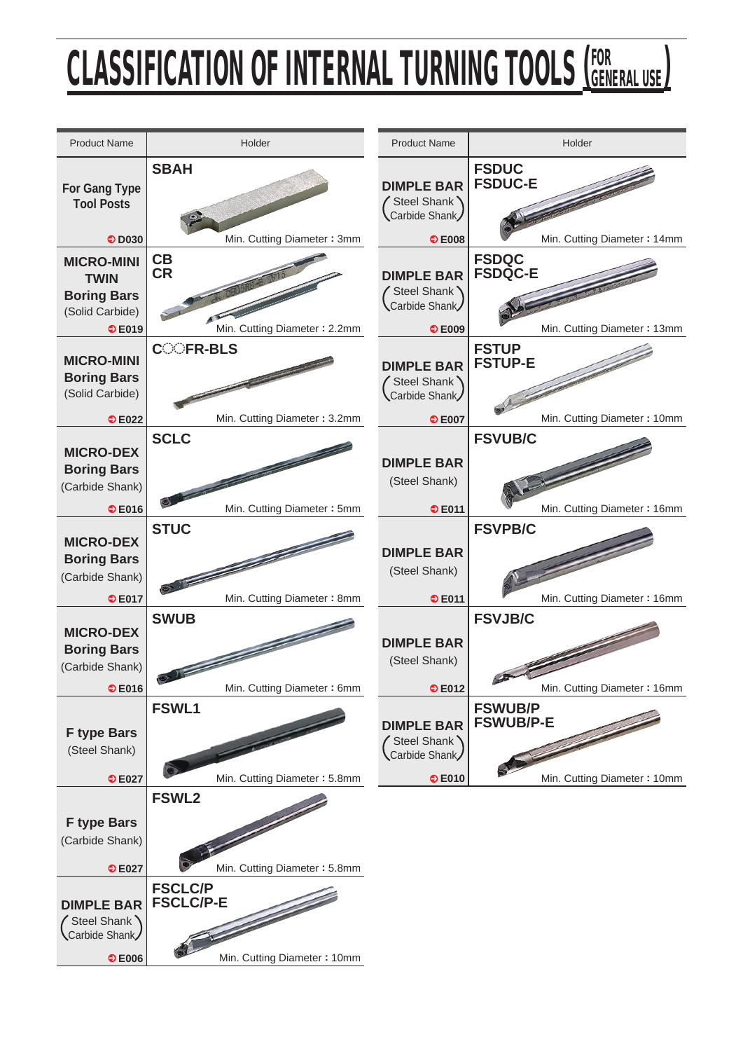# CLASSIFICATION OF INTERNAL TURNING TOOLS (FOR GENERAL USE)

| Product Name | Holder |
|---|---|
| For Gang Type Tool Posts ➲ D030 | SBAH Min. Cutting Diameter : 3mm |
| MICRO-MINI TWIN Boring Bars (Solid Carbide) ➲ E019 | CB CR Min. Cutting Diameter : 2.2mm |
| MICRO-MINI Boring Bars (Solid Carbide) ➲ E022 | C○○FR-BLS Min. Cutting Diameter : 3.2mm |
| MICRO-DEX Boring Bars (Carbide Shank) ➲ E016 | SCLC Min. Cutting Diameter : 5mm |
| MICRO-DEX Boring Bars (Carbide Shank) ➲ E017 | STUC Min. Cutting Diameter : 8mm |
| MICRO-DEX Boring Bars (Carbide Shank) ➲ E016 | SWUB Min. Cutting Diameter : 6mm |
| F type Bars (Steel Shank) ➲ E027 | FSWL1 Min. Cutting Diameter : 5.8mm |
| F type Bars (Carbide Shank) ➲ E027 | FSWL2 Min. Cutting Diameter : 5.8mm |
| DIMPLE BAR (Steel Shank / Carbide Shank) ➲ E006 | FSCLC/P FSCLC/P-E Min. Cutting Diameter : 10mm |
| DIMPLE BAR (Steel Shank / Carbide Shank) ➲ E008 | FSDUC FSDUC-E Min. Cutting Diameter : 14mm |
| DIMPLE BAR (Steel Shank / Carbide Shank) ➲ E009 | FSDQC FSDQC-E Min. Cutting Diameter : 13mm |
| DIMPLE BAR (Steel Shank / Carbide Shank) ➲ E007 | FSTUP FSTUP-E Min. Cutting Diameter : 10mm |
| DIMPLE BAR (Steel Shank) ➲ E011 | FSVUB/C Min. Cutting Diameter : 16mm |
| DIMPLE BAR (Steel Shank) ➲ E011 | FSVPB/C Min. Cutting Diameter : 16mm |
| DIMPLE BAR (Steel Shank) ➲ E012 | FSVJB/C Min. Cutting Diameter : 16mm |
| DIMPLE BAR (Steel Shank / Carbide Shank) ➲ E010 | FSWUB/P FSWUB/P-E Min. Cutting Diameter : 10mm |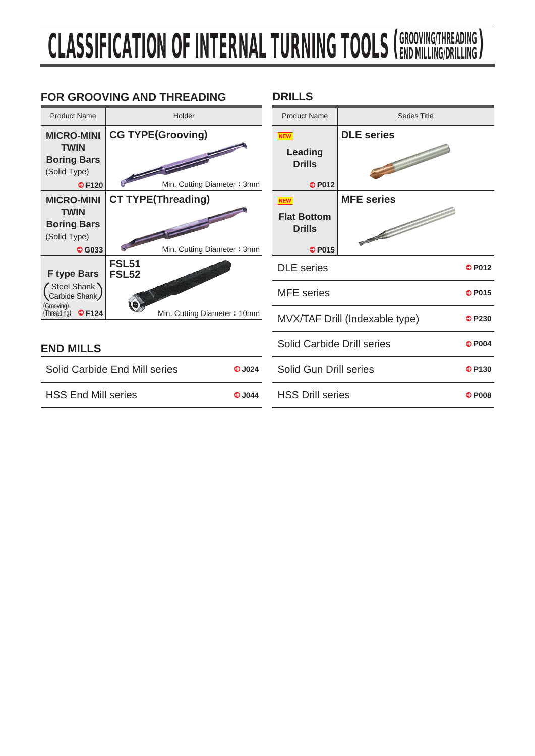# CLASSIFICATION OF INTERNAL TURNING TOOLS (GROOVING/THREADING END MILLING/DRILLING)

## FOR GROOVING AND THREADING

| Product Name | Holder |
|---|---|
| **MICRO-MINI TWIN Boring Bars** (Solid Type) ➲ F120 | **CG TYPE(Grooving)** Min. Cutting Diameter : 3mm |
| **MICRO-MINI TWIN Boring Bars** (Solid Type) ➲ G033 | **CT TYPE(Threading)** Min. Cutting Diameter : 3mm |
| **F type Bars** (Steel Shank / Carbide Shank) (Grooving) (Threading) ➲ F124 | **FSL51 FSL52** Min. Cutting Diameter : 10mm |

## END MILLS

| | |
|---|---|
| Solid Carbide End Mill series | ➲ J024 |
| HSS End Mill series | ➲ J044 |

## DRILLS

| Product Name | Series Title |
|---|---|
| NEW **Leading Drills** ➲ P012 | **DLE series** |
| NEW **Flat Bottom Drills** ➲ P015 | **MFE series** |

| | |
|---|---|
| DLE series | ➲ P012 |
| MFE series | ➲ P015 |
| MVX/TAF Drill (Indexable type) | ➲ P230 |
| Solid Carbide Drill series | ➲ P004 |
| Solid Gun Drill series | ➲ P130 |
| HSS Drill series | ➲ P008 |